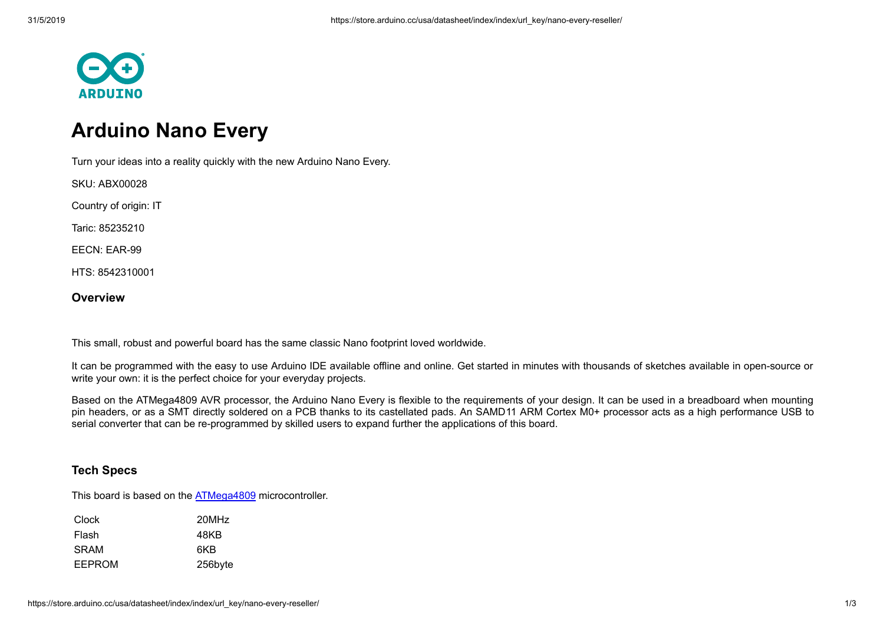# Arduino Nano Every

Turn your ideas into a reality quickly with the new Arduino Nano Every.

SKU: ABX00028

Country of origin: IT

Taric: 85235210

EECN: EAR-99

HTS: 8542310001

### Overview

This small, robust and powerful board has the same classic Nano footprint loved worldwide.

It can be programmed with the easy to use Arduino IDE available offline and online. Get started in minutes with thousands of sketches available in open-source or write your own: it is the perfect choice for your everyday projects.

Based on the ATMega4809 AVR processor, the Arduino Nano Every is flexible to the requirements of your design. It can be used in a breadboard when mounting pin headers, or as a SMT directly soldered on a PCB thanks to its castellated pads. An SAMD11 ARM Cortex M0+ processor acts as a high performance USB to serial converter that can be re-programmed by skilled users to expand further the applications of this board.

### Tech Specs

This board is based on the [ATMega4809](ATMega4809) microcontroller.

| | |
|---|---|
| Clock | 20MHz |
| Flash | 48KB |
| SRAM | 6KB |
| EEPROM | 256byte |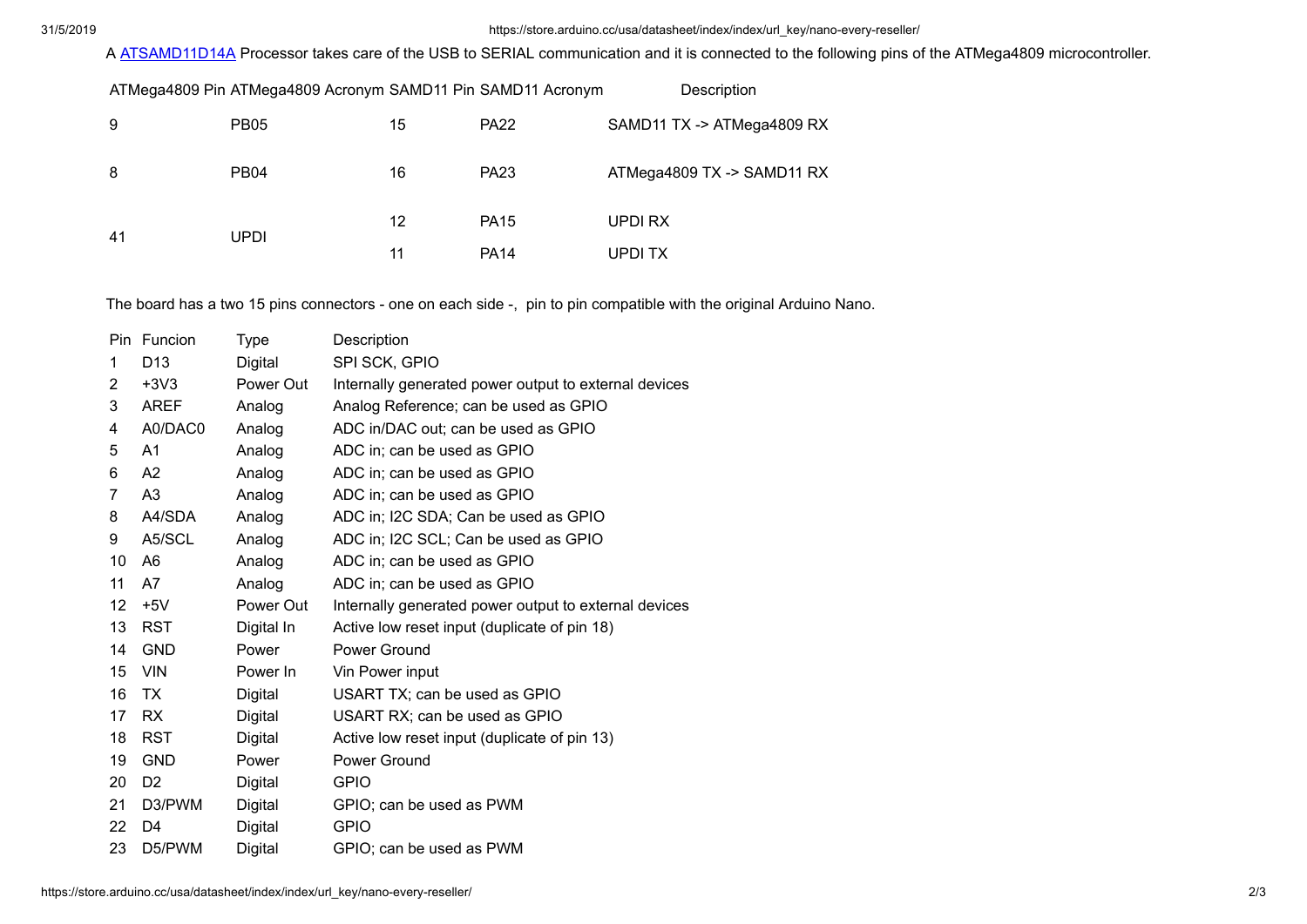A [ATSAMD11D14A](ATSAMD11D14A) Processor takes care of the USB to SERIAL communication and it is connected to the following pins of the ATMega4809 microcontroller.

| ATMega4809 Pin | ATMega4809 Acronym | SAMD11 Pin | SAMD11 Acronym | Description |
| --- | --- | --- | --- | --- |
| 9 | PB05 | 15 | PA22 | SAMD11 TX -> ATMega4809 RX |
| 8 | PB04 | 16 | PA23 | ATMega4809 TX -> SAMD11 RX |
| 41 | UPDI | 12 | PA15 | UPDI RX |
| | | 11 | PA14 | UPDI TX |

The board has a two 15 pins connectors - one on each side -, pin to pin compatible with the original Arduino Nano.

| Pin | Funcion | Type | Description |
| --- | --- | --- | --- |
| 1 | D13 | Digital | SPI SCK, GPIO |
| 2 | +3V3 | Power Out | Internally generated power output to external devices |
| 3 | AREF | Analog | Analog Reference; can be used as GPIO |
| 4 | A0/DAC0 | Analog | ADC in/DAC out; can be used as GPIO |
| 5 | A1 | Analog | ADC in; can be used as GPIO |
| 6 | A2 | Analog | ADC in; can be used as GPIO |
| 7 | A3 | Analog | ADC in; can be used as GPIO |
| 8 | A4/SDA | Analog | ADC in; I2C SDA; Can be used as GPIO |
| 9 | A5/SCL | Analog | ADC in; I2C SCL; Can be used as GPIO |
| 10 | A6 | Analog | ADC in; can be used as GPIO |
| 11 | A7 | Analog | ADC in; can be used as GPIO |
| 12 | +5V | Power Out | Internally generated power output to external devices |
| 13 | RST | Digital In | Active low reset input (duplicate of pin 18) |
| 14 | GND | Power | Power Ground |
| 15 | VIN | Power In | Vin Power input |
| 16 | TX | Digital | USART TX; can be used as GPIO |
| 17 | RX | Digital | USART RX; can be used as GPIO |
| 18 | RST | Digital | Active low reset input (duplicate of pin 13) |
| 19 | GND | Power | Power Ground |
| 20 | D2 | Digital | GPIO |
| 21 | D3/PWM | Digital | GPIO; can be used as PWM |
| 22 | D4 | Digital | GPIO |
| 23 | D5/PWM | Digital | GPIO; can be used as PWM |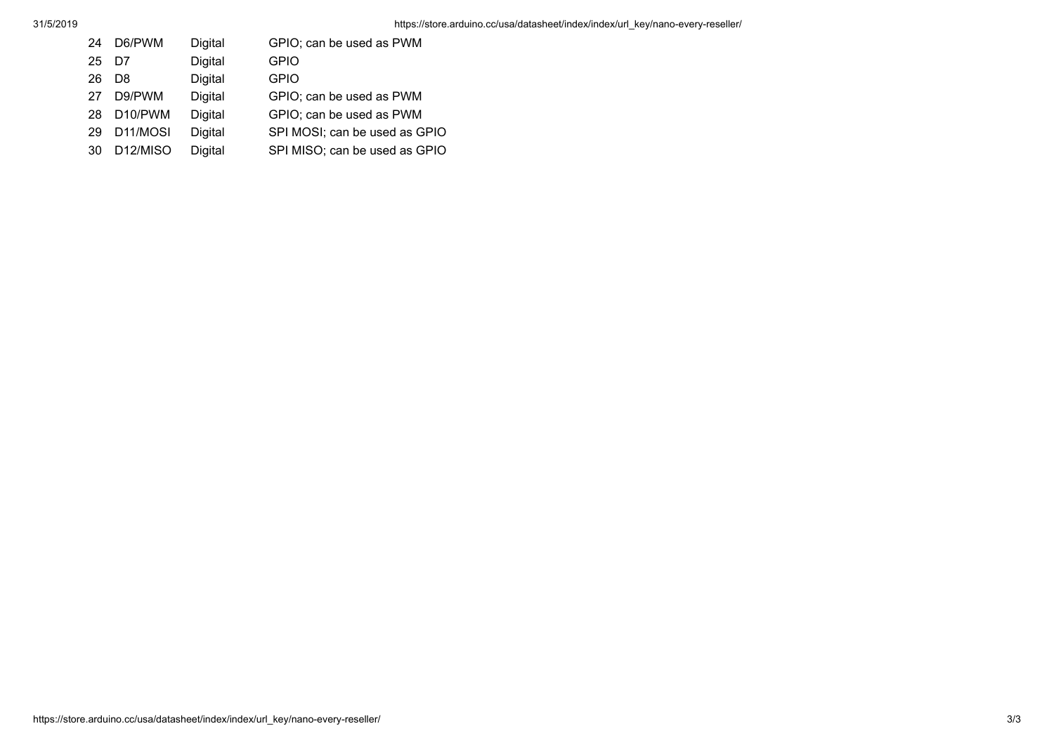| | | | |
|---|---|---|---|
| 24 | D6/PWM | Digital | GPIO; can be used as PWM |
| 25 | D7 | Digital | GPIO |
| 26 | D8 | Digital | GPIO |
| 27 | D9/PWM | Digital | GPIO; can be used as PWM |
| 28 | D10/PWM | Digital | GPIO; can be used as PWM |
| 29 | D11/MOSI | Digital | SPI MOSI; can be used as GPIO |
| 30 | D12/MISO | Digital | SPI MISO; can be used as GPIO |